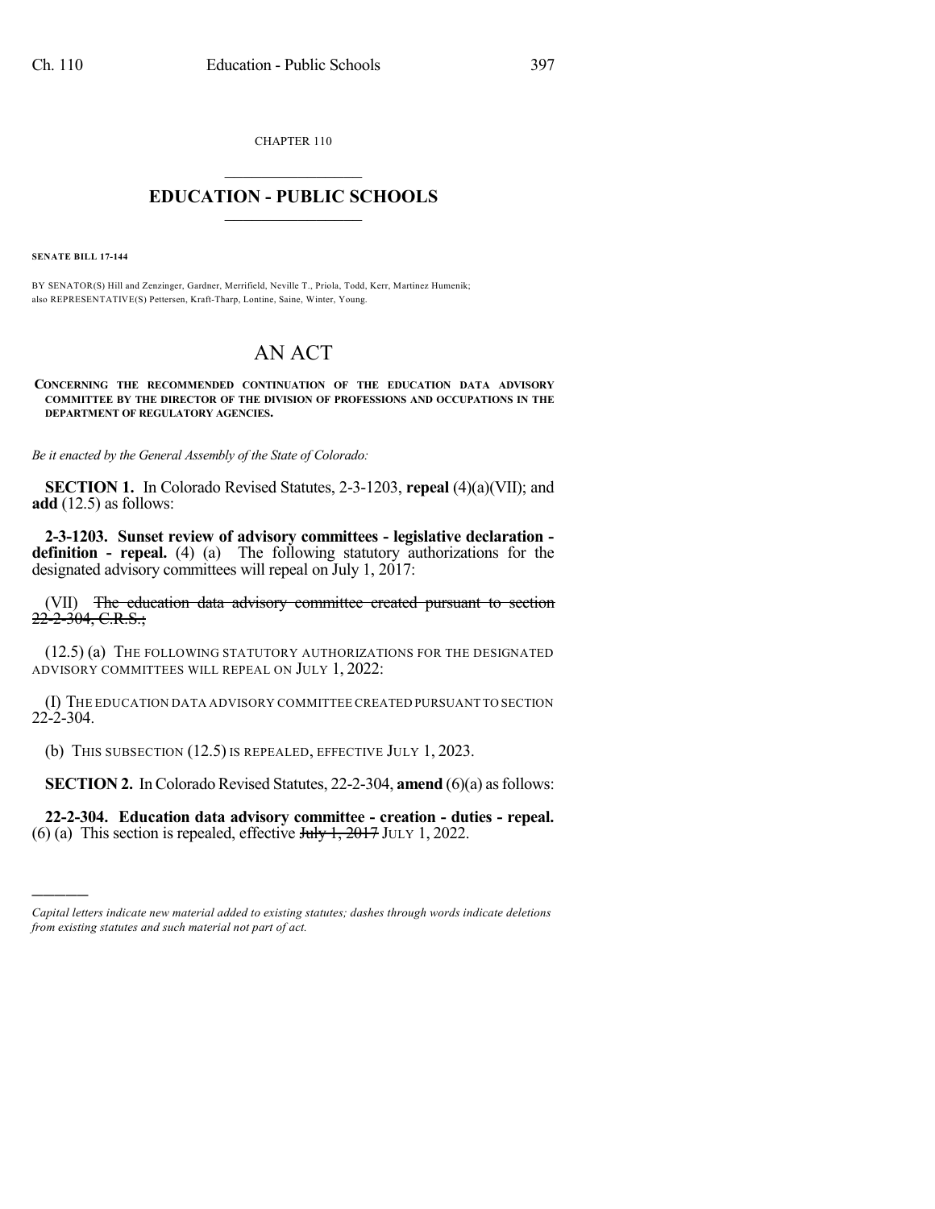CHAPTER 110

# EDUCATION - PUBLIC SCHOOLS

**SENATE BILL 17-144**

BY SENATOR(S) Hill and Zenzinger, Gardner, Merrifield, Neville T., Priola, Todd, Kerr, Martinez Humenik; also REPRESENTATIVE(S) Pettersen, Kraft-Tharp, Lontine, Saine, Winter, Young.

# AN ACT

**CONCERNING THE RECOMMENDED CONTINUATION OF THE EDUCATION DATA ADVISORY COMMITTEE BY THE DIRECTOR OF THE DIVISION OF PROFESSIONS AND OCCUPATIONS IN THE DEPARTMENT OF REGULATORY AGENCIES.**

*Be it enacted by the General Assembly of the State of Colorado:*

**SECTION 1.** In Colorado Revised Statutes, 2-3-1203, **repeal** (4)(a)(VII); and **add** (12.5) as follows:

**2-3-1203. Sunset review of advisory committees - legislative declaration - definition - repeal.** (4) (a) The following statutory authorizations for the designated advisory committees will repeal on July 1, 2017:

(VII) ~~The education data advisory committee created pursuant to section 22-2-304, C.R.S.;~~

(12.5) (a) THE FOLLOWING STATUTORY AUTHORIZATIONS FOR THE DESIGNATED ADVISORY COMMITTEES WILL REPEAL ON JULY 1, 2022:

(I) THE EDUCATION DATA ADVISORY COMMITTEE CREATED PURSUANT TO SECTION 22-2-304.

(b) THIS SUBSECTION (12.5) IS REPEALED, EFFECTIVE JULY 1, 2023.

**SECTION 2.** In Colorado Revised Statutes, 22-2-304, **amend** (6)(a) as follows:

**22-2-304. Education data advisory committee - creation - duties - repeal.** (6) (a) This section is repealed, effective ~~July 1, 2017~~ JULY 1, 2022.

---

*Capital letters indicate new material added to existing statutes; dashes through words indicate deletions from existing statutes and such material not part of act.*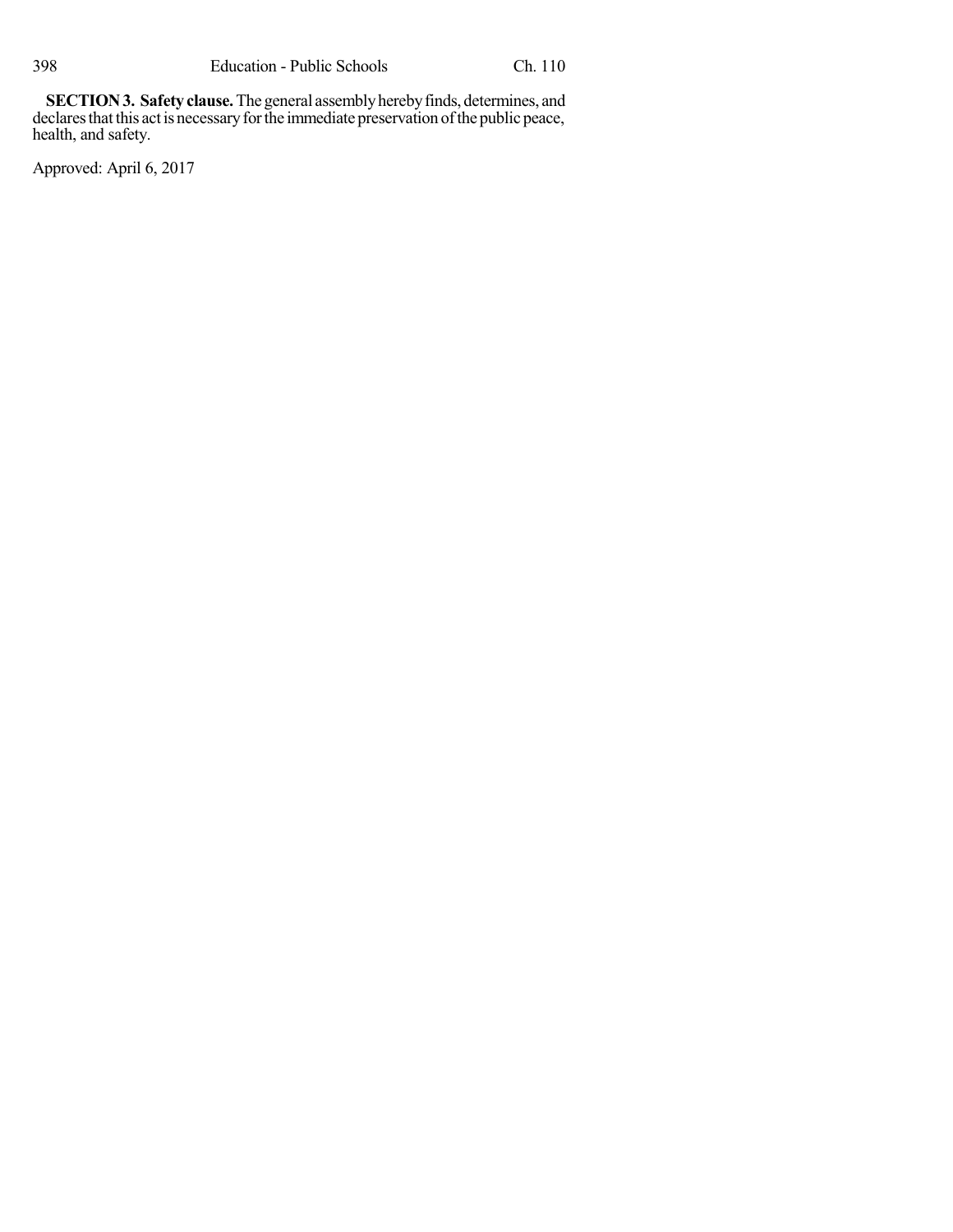**SECTION 3. Safety clause.** The general assembly hereby finds, determines, and declares that this act is necessary for the immediate preservation of the public peace, health, and safety.

Approved: April 6, 2017